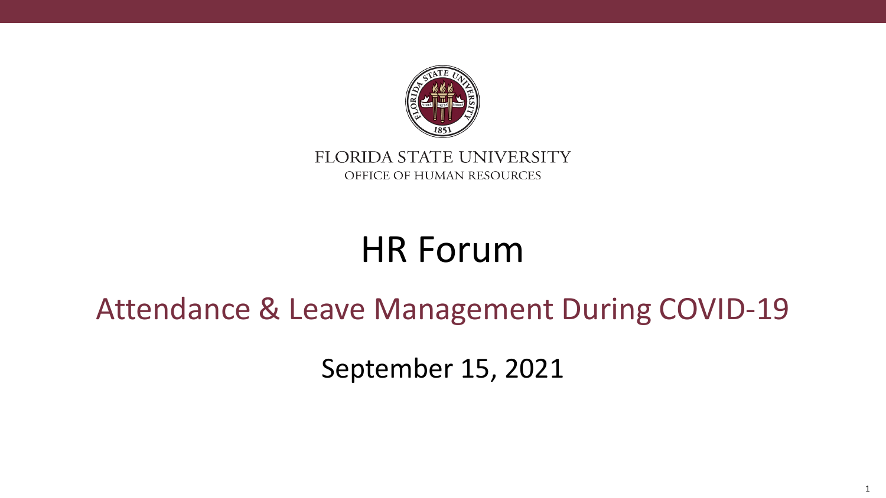FLORIDA STATE UNIVERSITY

OFFICE OF HUMAN RESOURCES

# HR Forum

## Attendance & Leave Management During COVID-19

September 15, 2021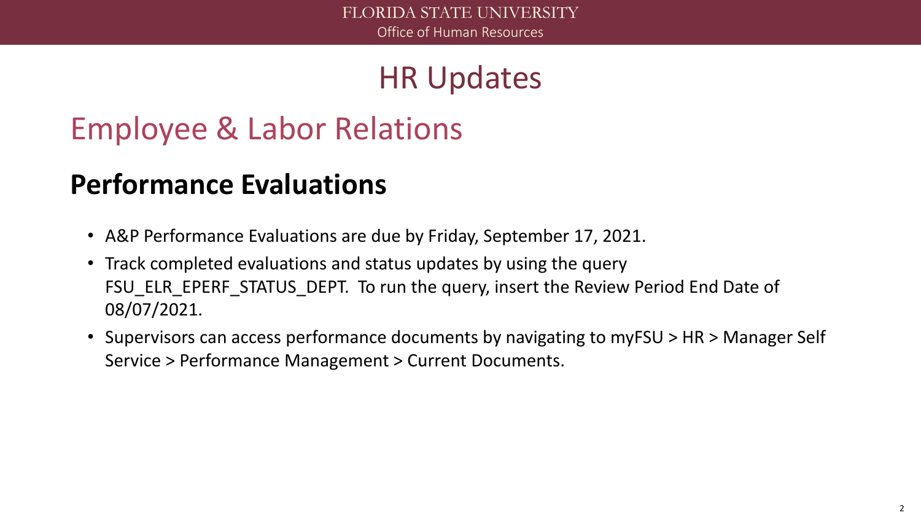# HR Updates

## Employee & Labor Relations

### Performance Evaluations

- A&P Performance Evaluations are due by Friday, September 17, 2021.
- Track completed evaluations and status updates by using the query FSU_ELR_EPERF_STATUS_DEPT. To run the query, insert the Review Period End Date of 08/07/2021.
- Supervisors can access performance documents by navigating to myFSU > HR > Manager Self Service > Performance Management > Current Documents.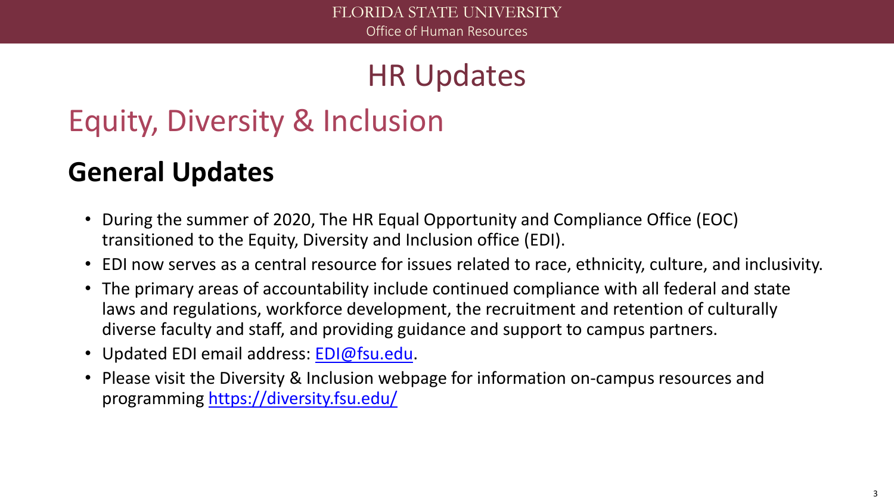# HR Updates

## Equity, Diversity & Inclusion

### General Updates

- During the summer of 2020, The HR Equal Opportunity and Compliance Office (EOC) transitioned to the Equity, Diversity and Inclusion office (EDI).
- EDI now serves as a central resource for issues related to race, ethnicity, culture, and inclusivity.
- The primary areas of accountability include continued compliance with all federal and state laws and regulations, workforce development, the recruitment and retention of culturally diverse faculty and staff, and providing guidance and support to campus partners.
- Updated EDI email address: EDI@fsu.edu.
- Please visit the Diversity & Inclusion webpage for information on-campus resources and programming https://diversity.fsu.edu/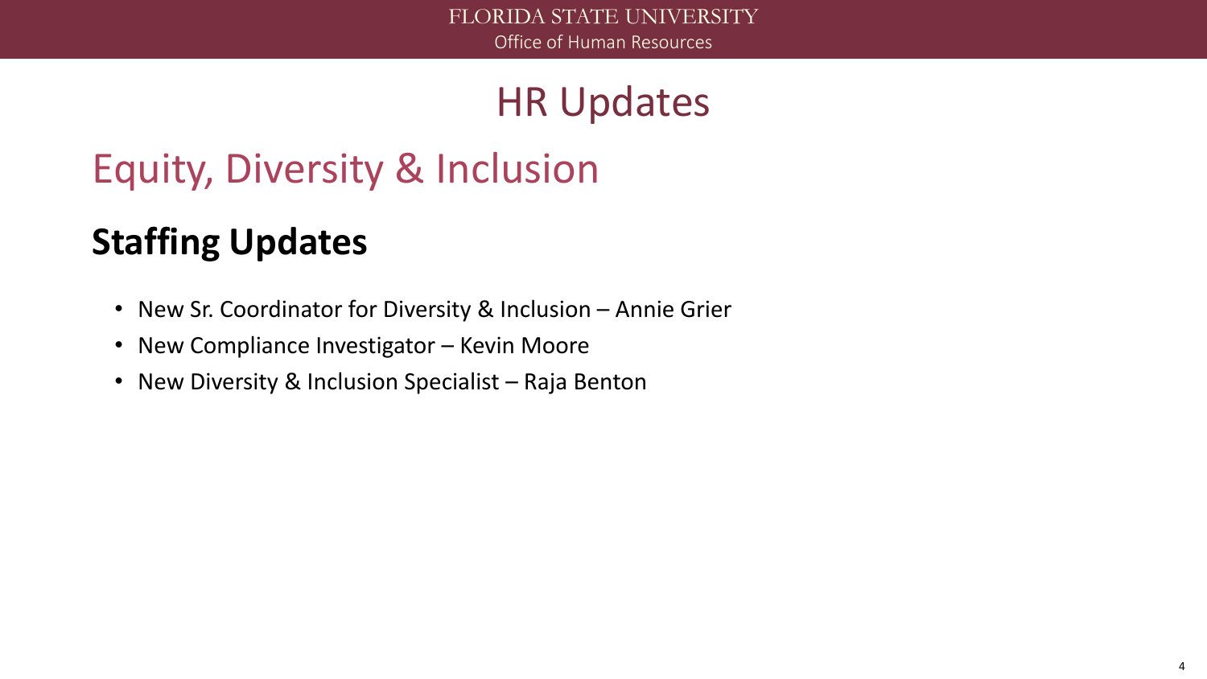# HR Updates

## Equity, Diversity & Inclusion

### Staffing Updates

- New Sr. Coordinator for Diversity & Inclusion – Annie Grier
- New Compliance Investigator – Kevin Moore
- New Diversity & Inclusion Specialist – Raja Benton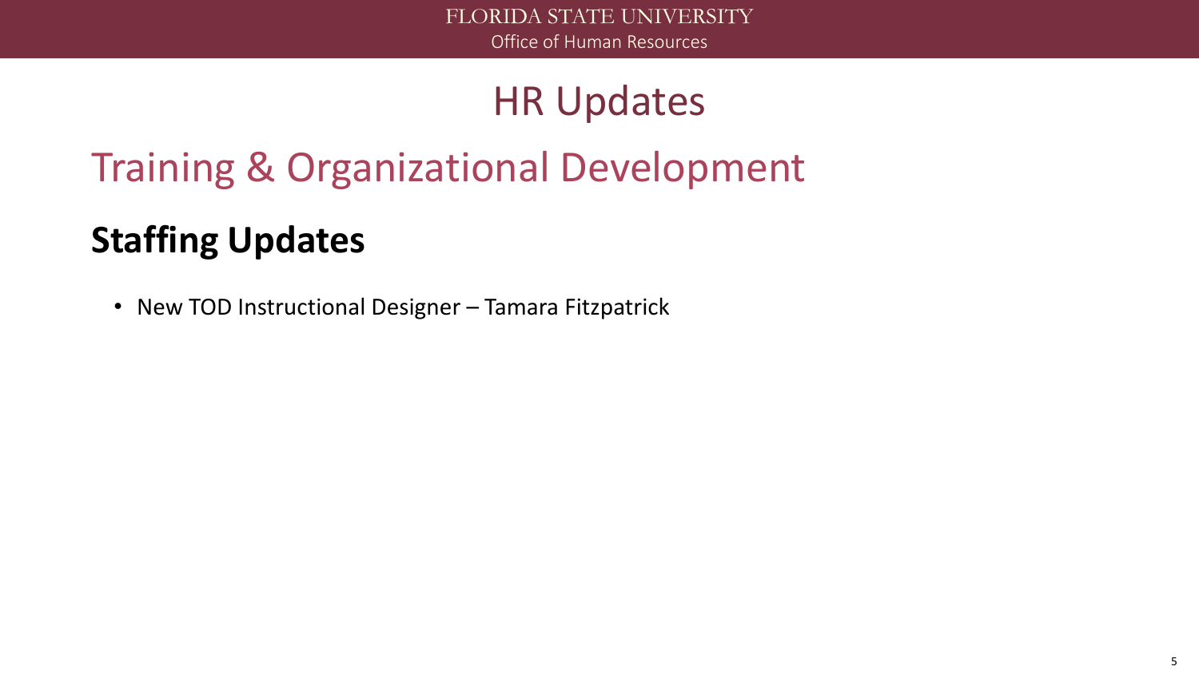# HR Updates

## Training & Organizational Development

### Staffing Updates

- New TOD Instructional Designer – Tamara Fitzpatrick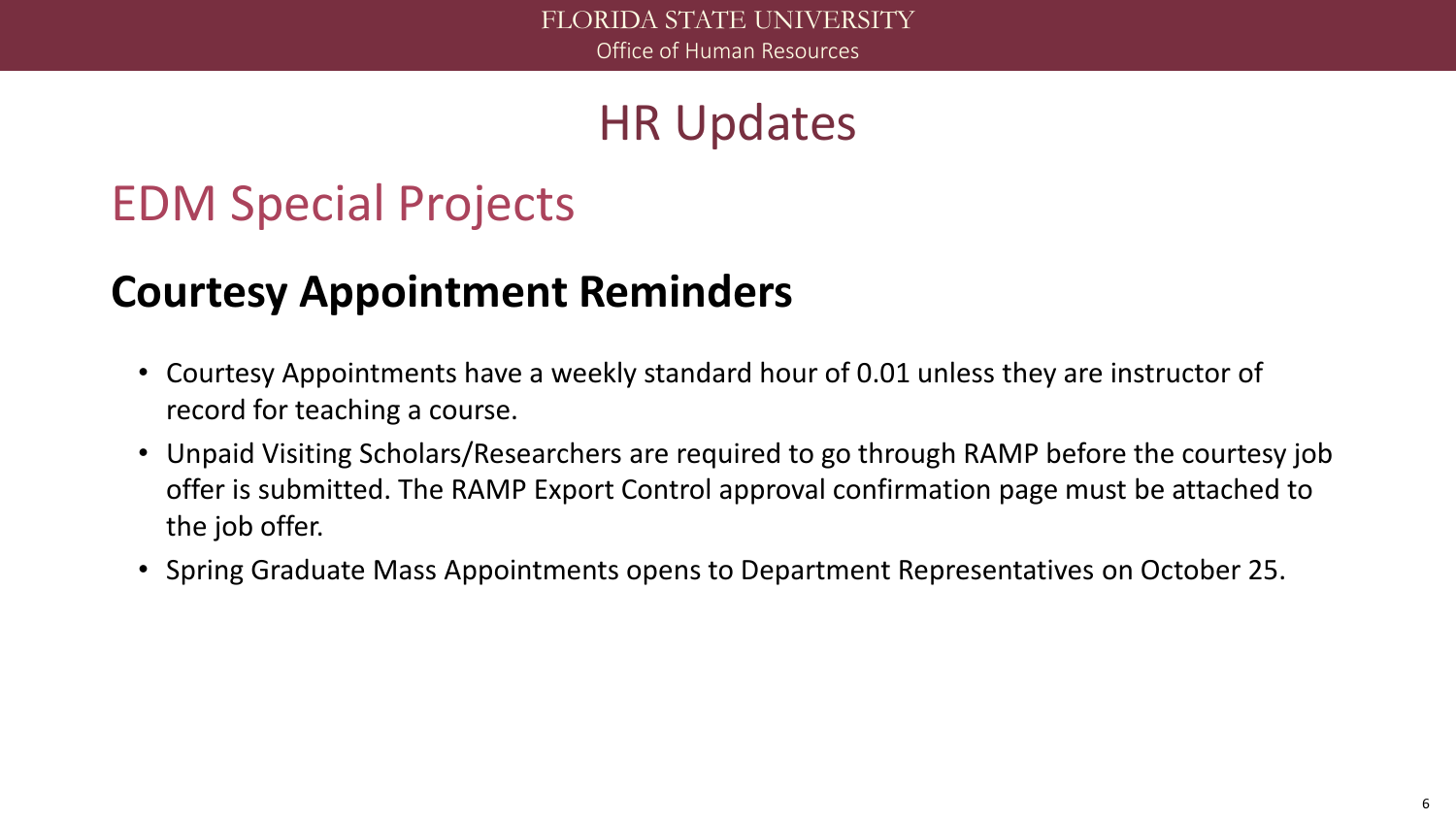# HR Updates

## EDM Special Projects

### Courtesy Appointment Reminders

- Courtesy Appointments have a weekly standard hour of 0.01 unless they are instructor of record for teaching a course.
- Unpaid Visiting Scholars/Researchers are required to go through RAMP before the courtesy job offer is submitted. The RAMP Export Control approval confirmation page must be attached to the job offer.
- Spring Graduate Mass Appointments opens to Department Representatives on October 25.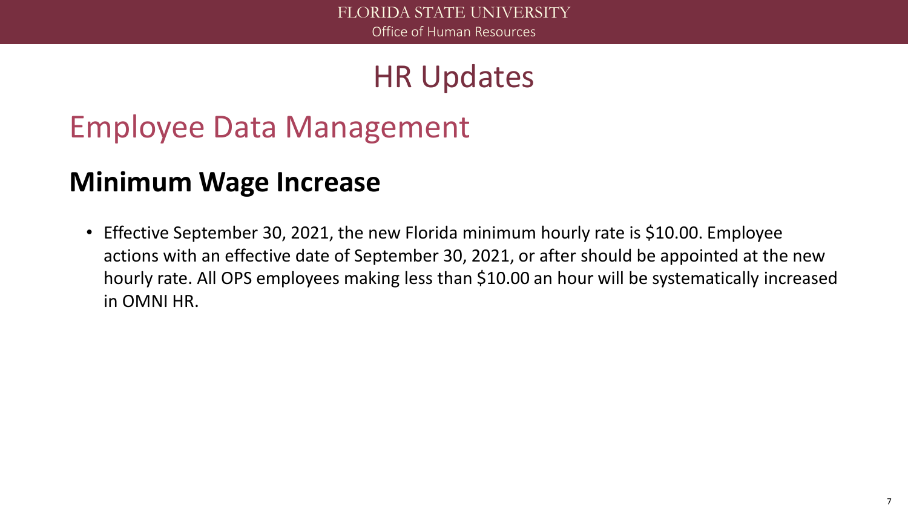# HR Updates

## Employee Data Management

### Minimum Wage Increase

- Effective September 30, 2021, the new Florida minimum hourly rate is $10.00. Employee actions with an effective date of September 30, 2021, or after should be appointed at the new hourly rate. All OPS employees making less than $10.00 an hour will be systematically increased in OMNI HR.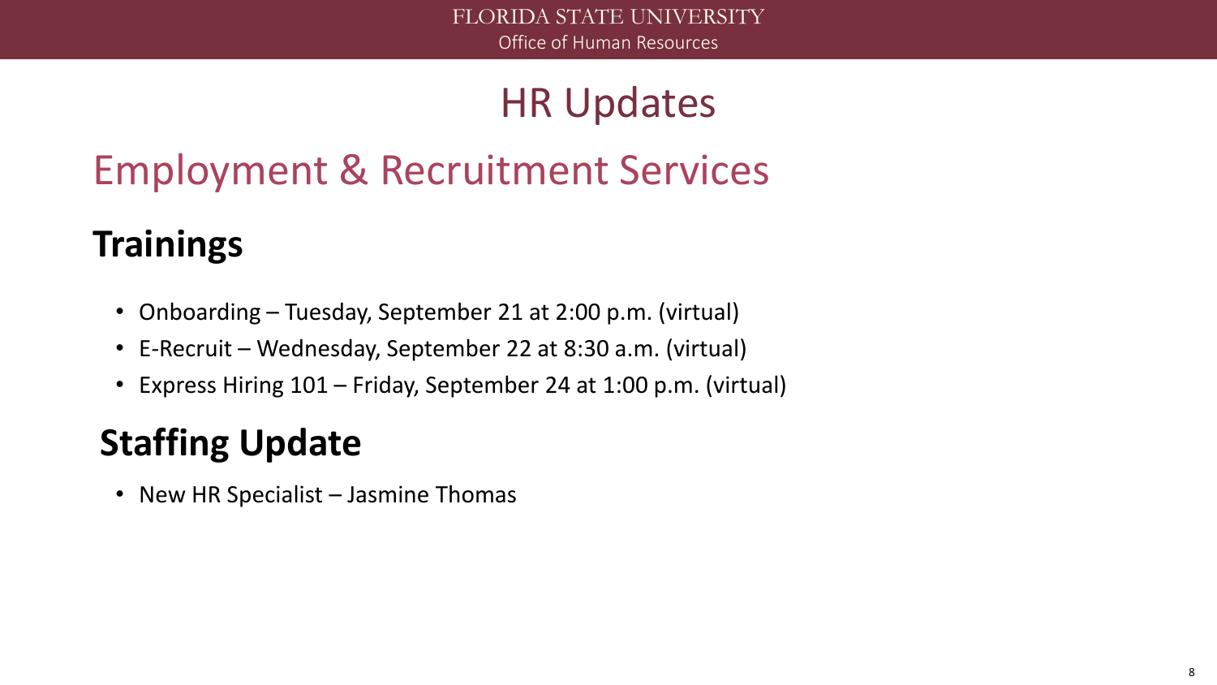# HR Updates

## Employment & Recruitment Services

### Trainings

- Onboarding – Tuesday, September 21 at 2:00 p.m. (virtual)
- E-Recruit – Wednesday, September 22 at 8:30 a.m. (virtual)
- Express Hiring 101 – Friday, September 24 at 1:00 p.m. (virtual)

### Staffing Update

- New HR Specialist – Jasmine Thomas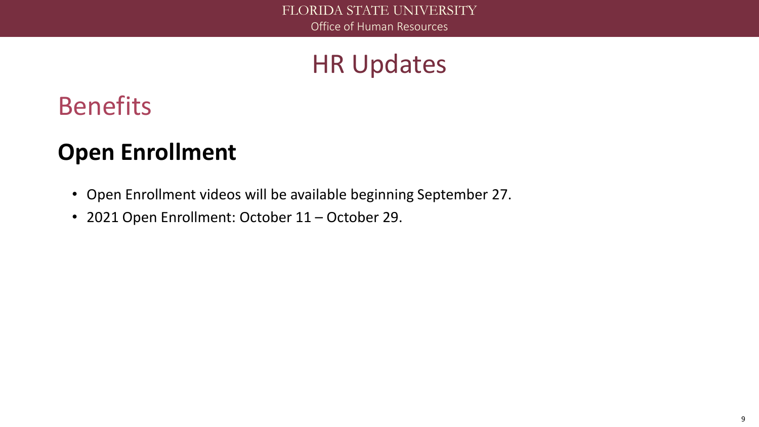# HR Updates

## Benefits

### Open Enrollment

- Open Enrollment videos will be available beginning September 27.
- 2021 Open Enrollment: October 11 – October 29.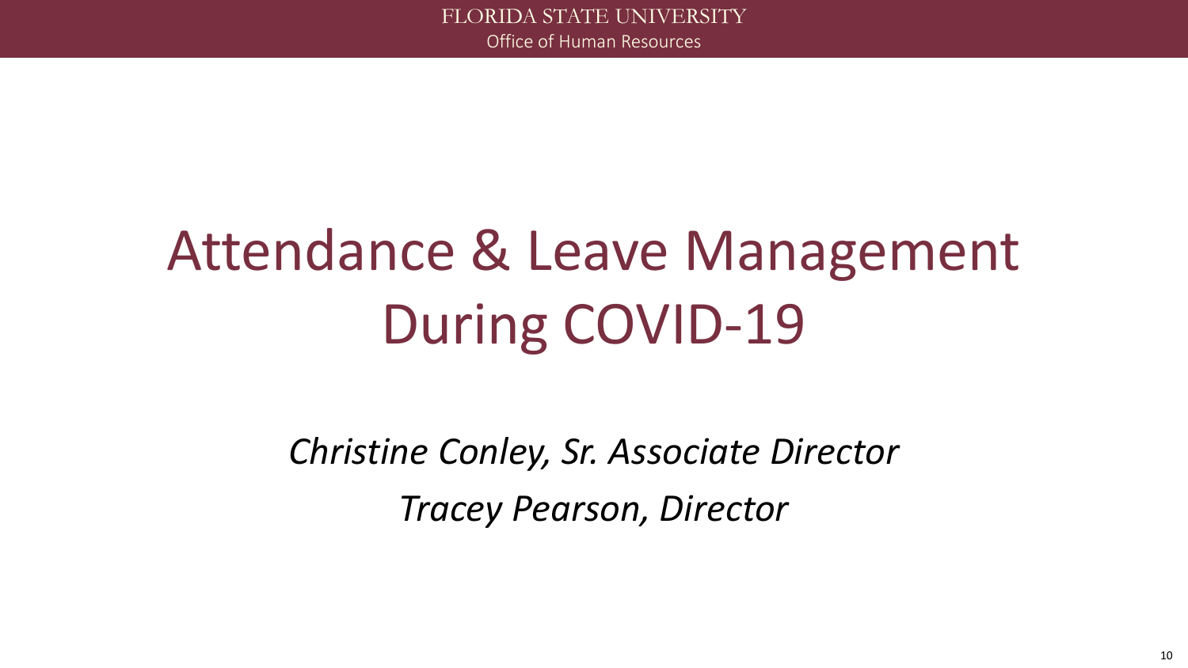# Attendance & Leave Management During COVID-19

*Christine Conley, Sr. Associate Director*

*Tracey Pearson, Director*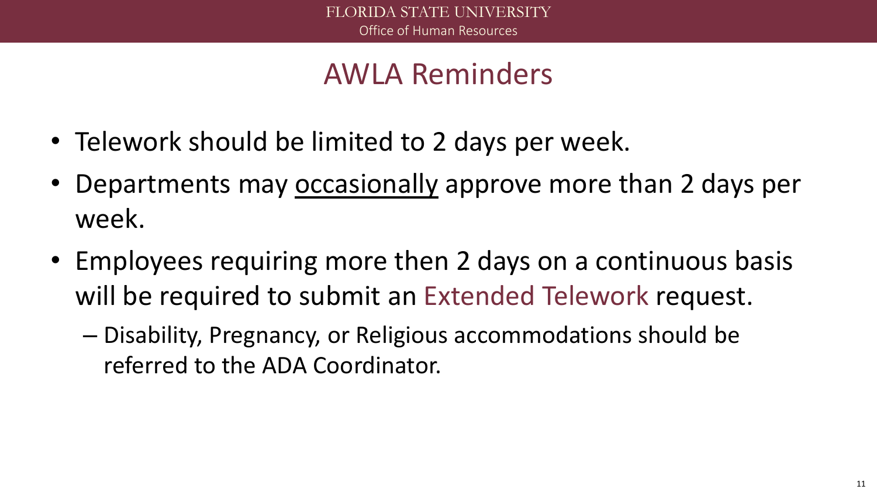# AWLA Reminders

- Telework should be limited to 2 days per week.
- Departments may <u>occasionally</u> approve more than 2 days per week.
- Employees requiring more then 2 days on a continuous basis will be required to submit an Extended Telework request.
  - Disability, Pregnancy, or Religious accommodations should be referred to the ADA Coordinator.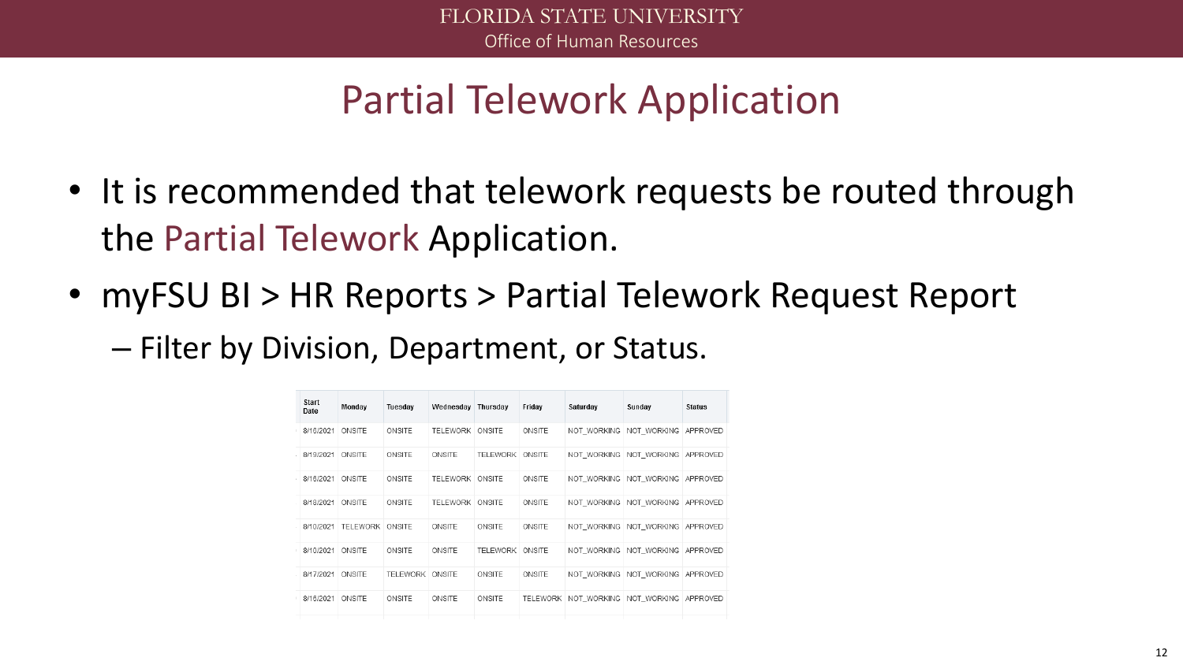# Partial Telework Application

- It is recommended that telework requests be routed through the Partial Telework Application.
- myFSU BI > HR Reports > Partial Telework Request Report
  - Filter by Division, Department, or Status.

| Start Date | Monday | Tuesday | Wednesday | Thursday | Friday | Saturday | Sunday | Status |
|---|---|---|---|---|---|---|---|---|
| 8/16/2021 | ONSITE | ONSITE | TELEWORK | ONSITE | ONSITE | NOT_WORKING | NOT_WORKING | APPROVED |
| 8/19/2021 | ONSITE | ONSITE | ONSITE | TELEWORK | ONSITE | NOT_WORKING | NOT_WORKING | APPROVED |
| 8/16/2021 | ONSITE | ONSITE | TELEWORK | ONSITE | ONSITE | NOT_WORKING | NOT_WORKING | APPROVED |
| 8/18/2021 | ONSITE | ONSITE | TELEWORK | ONSITE | ONSITE | NOT_WORKING | NOT_WORKING | APPROVED |
| 8/10/2021 | TELEWORK | ONSITE | ONSITE | ONSITE | ONSITE | NOT_WORKING | NOT_WORKING | APPROVED |
| 8/10/2021 | ONSITE | ONSITE | ONSITE | TELEWORK | ONSITE | NOT_WORKING | NOT_WORKING | APPROVED |
| 8/17/2021 | ONSITE | TELEWORK | ONSITE | ONSITE | ONSITE | NOT_WORKING | NOT_WORKING | APPROVED |
| 8/16/2021 | ONSITE | ONSITE | ONSITE | ONSITE | TELEWORK | NOT_WORKING | NOT_WORKING | APPROVED |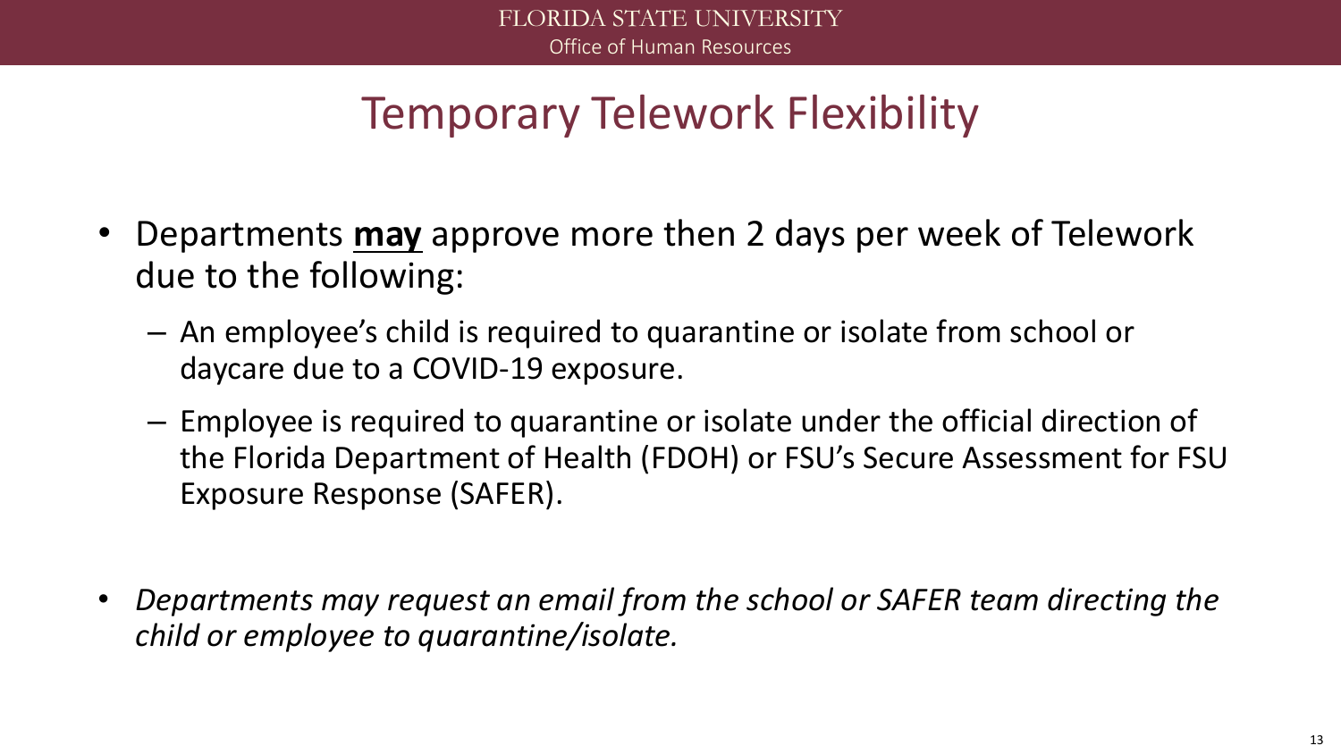# Temporary Telework Flexibility

- Departments **<u>may</u>** approve more then 2 days per week of Telework due to the following:
  - An employee's child is required to quarantine or isolate from school or daycare due to a COVID-19 exposure.
  - Employee is required to quarantine or isolate under the official direction of the Florida Department of Health (FDOH) or FSU's Secure Assessment for FSU Exposure Response (SAFER).

- *Departments may request an email from the school or SAFER team directing the child or employee to quarantine/isolate.*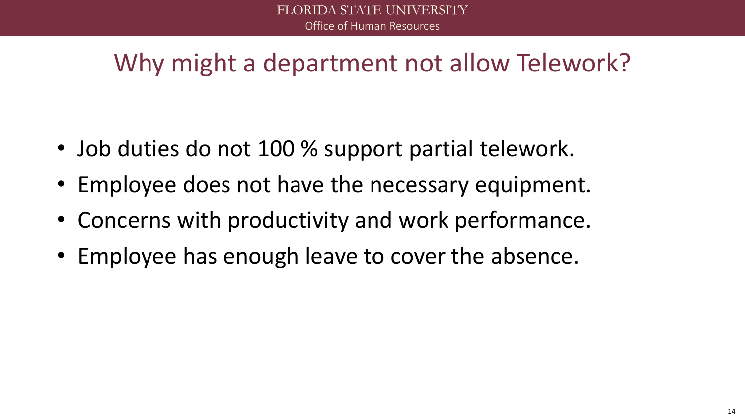# Why might a department not allow Telework?

- Job duties do not 100 % support partial telework.
- Employee does not have the necessary equipment.
- Concerns with productivity and work performance.
- Employee has enough leave to cover the absence.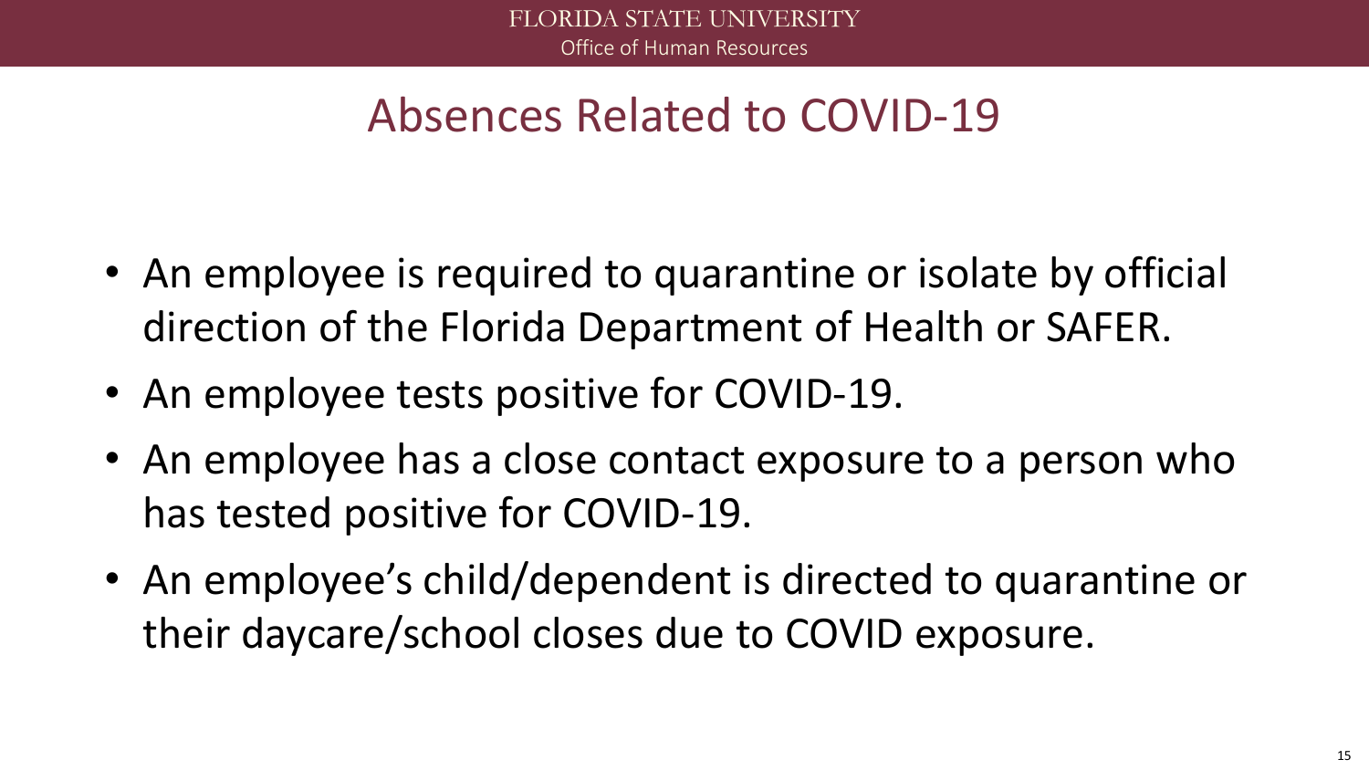# Absences Related to COVID-19

- An employee is required to quarantine or isolate by official direction of the Florida Department of Health or SAFER.
- An employee tests positive for COVID-19.
- An employee has a close contact exposure to a person who has tested positive for COVID-19.
- An employee's child/dependent is directed to quarantine or their daycare/school closes due to COVID exposure.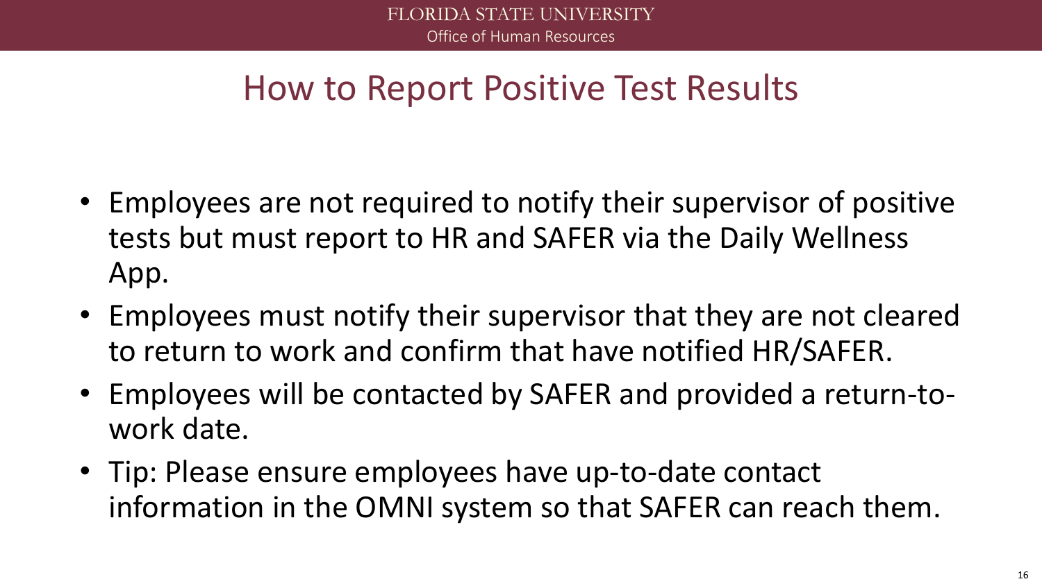# How to Report Positive Test Results

- Employees are not required to notify their supervisor of positive tests but must report to HR and SAFER via the Daily Wellness App.
- Employees must notify their supervisor that they are not cleared to return to work and confirm that have notified HR/SAFER.
- Employees will be contacted by SAFER and provided a return-to-work date.
- Tip: Please ensure employees have up-to-date contact information in the OMNI system so that SAFER can reach them.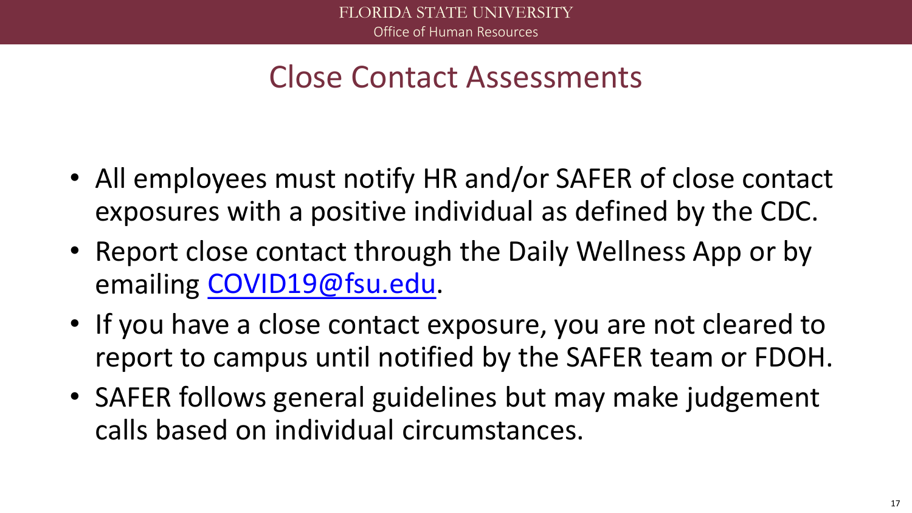# Close Contact Assessments

- All employees must notify HR and/or SAFER of close contact exposures with a positive individual as defined by the CDC.
- Report close contact through the Daily Wellness App or by emailing [COVID19@fsu.edu](mailto:COVID19@fsu.edu).
- If you have a close contact exposure, you are not cleared to report to campus until notified by the SAFER team or FDOH.
- SAFER follows general guidelines but may make judgement calls based on individual circumstances.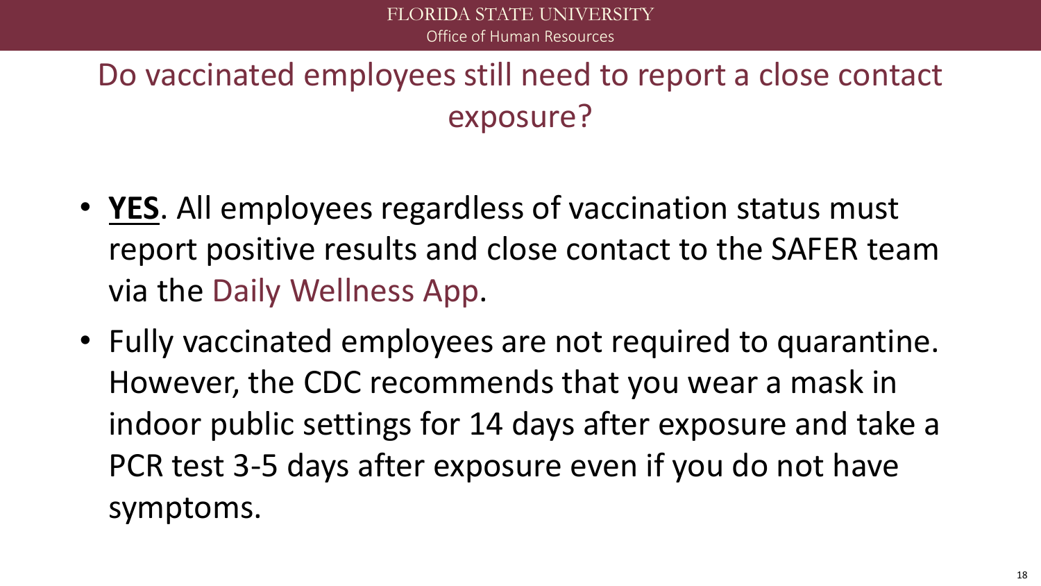## Do vaccinated employees still need to report a close contact exposure?

- **YES**. All employees regardless of vaccination status must report positive results and close contact to the SAFER team via the Daily Wellness App.
- Fully vaccinated employees are not required to quarantine. However, the CDC recommends that you wear a mask in indoor public settings for 14 days after exposure and take a PCR test 3-5 days after exposure even if you do not have symptoms.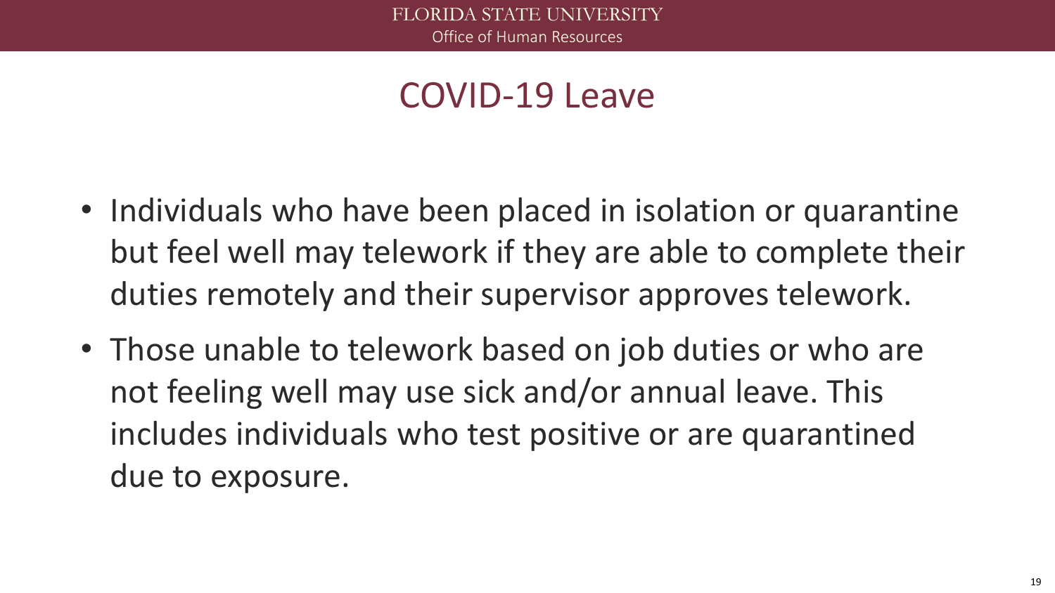# COVID-19 Leave

- Individuals who have been placed in isolation or quarantine but feel well may telework if they are able to complete their duties remotely and their supervisor approves telework.
- Those unable to telework based on job duties or who are not feeling well may use sick and/or annual leave. This includes individuals who test positive or are quarantined due to exposure.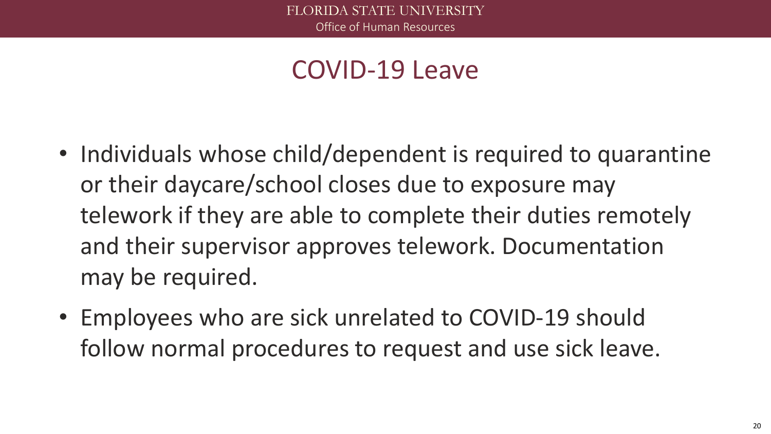# COVID-19 Leave

- Individuals whose child/dependent is required to quarantine or their daycare/school closes due to exposure may telework if they are able to complete their duties remotely and their supervisor approves telework. Documentation may be required.
- Employees who are sick unrelated to COVID-19 should follow normal procedures to request and use sick leave.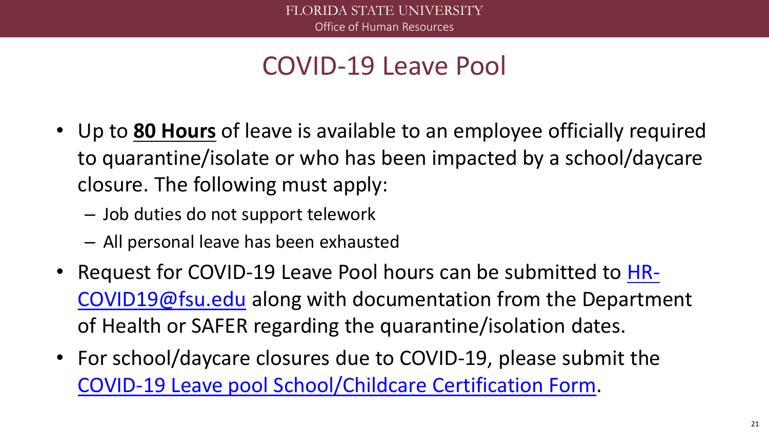# COVID-19 Leave Pool

- Up to **<u>80 Hours</u>** of leave is available to an employee officially required to quarantine/isolate or who has been impacted by a school/daycare closure. The following must apply:
  - Job duties do not support telework
  - All personal leave has been exhausted
- Request for COVID-19 Leave Pool hours can be submitted to HR-COVID19@fsu.edu along with documentation from the Department of Health or SAFER regarding the quarantine/isolation dates.
- For school/daycare closures due to COVID-19, please submit the COVID-19 Leave pool School/Childcare Certification Form.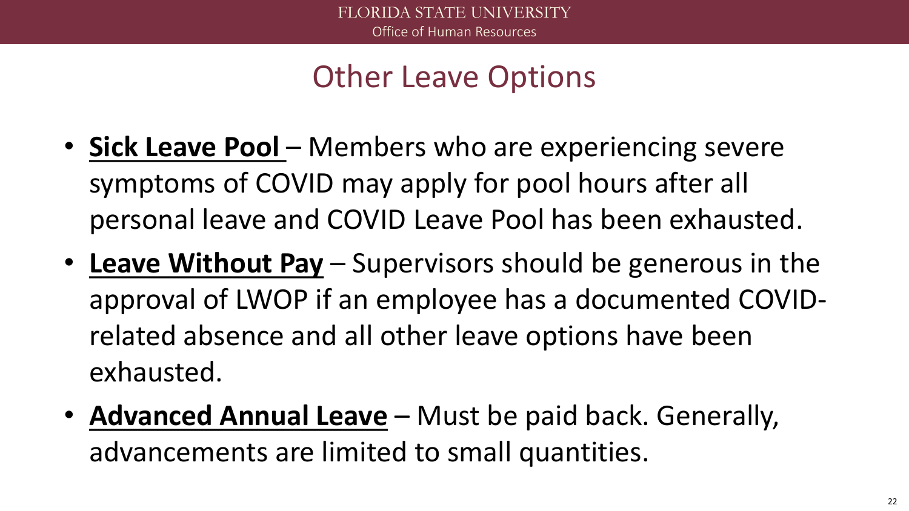# Other Leave Options

- **Sick Leave Pool** – Members who are experiencing severe symptoms of COVID may apply for pool hours after all personal leave and COVID Leave Pool has been exhausted.
- **Leave Without Pay** – Supervisors should be generous in the approval of LWOP if an employee has a documented COVID-related absence and all other leave options have been exhausted.
- **Advanced Annual Leave** – Must be paid back. Generally, advancements are limited to small quantities.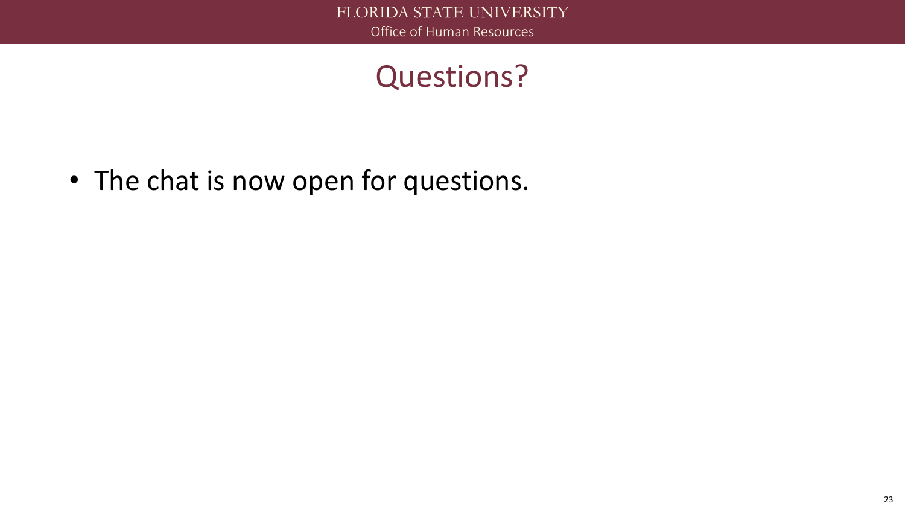# Questions?

- The chat is now open for questions.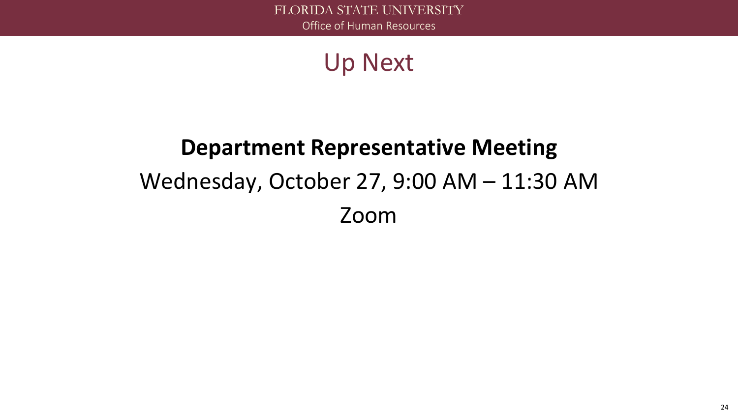# Up Next

**Department Representative Meeting**

Wednesday, October 27, 9:00 AM – 11:30 AM

Zoom